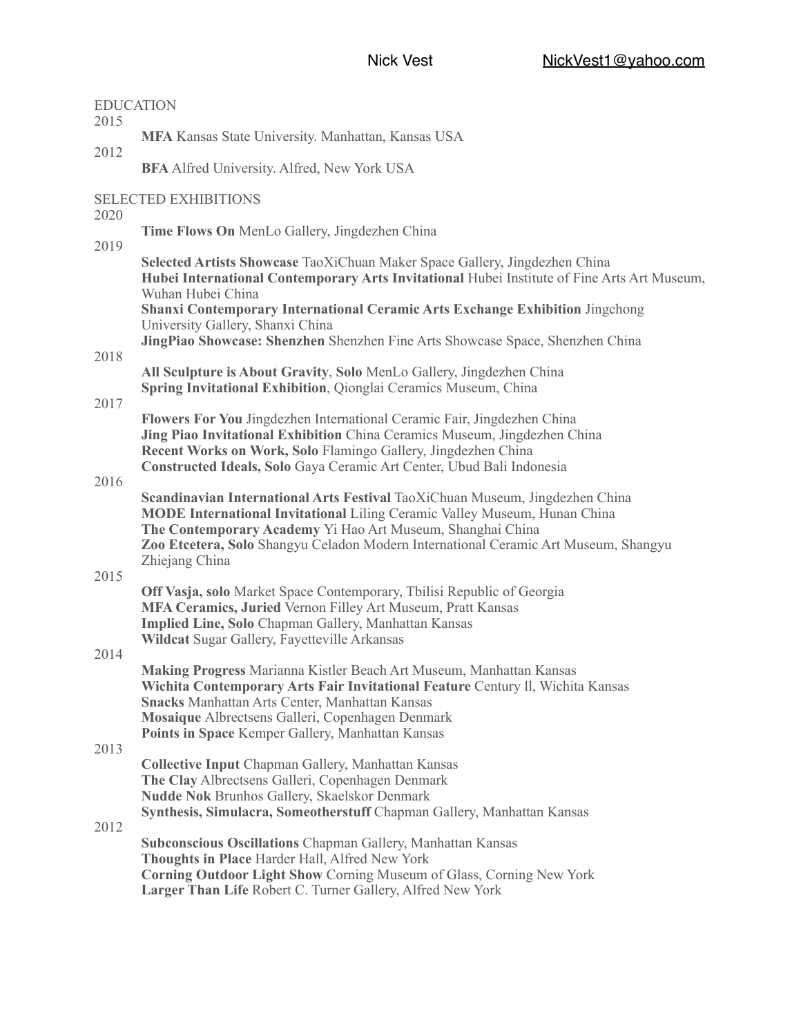Nick Vest NickVest1@yahoo.com

## EDUCATION

2015

**MFA** Kansas State University. Manhattan, Kansas USA

2012

**BFA** Alfred University. Alfred, New York USA

## SELECTED EXHIBITIONS

2020

**Time Flows On** MenLo Gallery, Jingdezhen China

2019

**Selected Artists Showcase** TaoXiChuan Maker Space Gallery, Jingdezhen China
**Hubei International Contemporary Arts Invitational** Hubei Institute of Fine Arts Art Museum, Wuhan Hubei China
**Shanxi Contemporary International Ceramic Arts Exchange Exhibition** Jingchong University Gallery, Shanxi China
**JingPiao Showcase: Shenzhen** Shenzhen Fine Arts Showcase Space, Shenzhen China

2018

**All Sculpture is About Gravity**, **Solo** MenLo Gallery, Jingdezhen China
**Spring Invitational Exhibition**, Qionglai Ceramics Museum, China

2017

**Flowers For You** Jingdezhen International Ceramic Fair, Jingdezhen China
**Jing Piao Invitational Exhibition** China Ceramics Museum, Jingdezhen China
**Recent Works on Work, Solo** Flamingo Gallery, Jingdezhen China
**Constructed Ideals, Solo** Gaya Ceramic Art Center, Ubud Bali Indonesia

2016

**Scandinavian International Arts Festival** TaoXiChuan Museum, Jingdezhen China
**MODE International Invitational** Liling Ceramic Valley Museum, Hunan China
**The Contemporary Academy** Yi Hao Art Museum, Shanghai China
**Zoo Etcetera, Solo** Shangyu Celadon Modern International Ceramic Art Museum, Shangyu Zhiejang China

2015

**Off Vasja, solo** Market Space Contemporary, Tbilisi Republic of Georgia
**MFA Ceramics, Juried** Vernon Filley Art Museum, Pratt Kansas
**Implied Line, Solo** Chapman Gallery, Manhattan Kansas
**Wildcat** Sugar Gallery, Fayetteville Arkansas

2014

**Making Progress** Marianna Kistler Beach Art Museum, Manhattan Kansas
**Wichita Contemporary Arts Fair Invitational Feature** Century ll, Wichita Kansas
**Snacks** Manhattan Arts Center, Manhattan Kansas
**Mosaique** Albrectsens Galleri, Copenhagen Denmark
**Points in Space** Kemper Gallery, Manhattan Kansas

2013

**Collective Input** Chapman Gallery, Manhattan Kansas
**The Clay** Albrectsens Galleri, Copenhagen Denmark
**Nudde Nok** Brunhos Gallery, Skaelskor Denmark
**Synthesis, Simulacra, Someotherstuff** Chapman Gallery, Manhattan Kansas

2012

**Subconscious Oscillations** Chapman Gallery, Manhattan Kansas
**Thoughts in Place** Harder Hall, Alfred New York
**Corning Outdoor Light Show** Corning Museum of Glass, Corning New York
**Larger Than Life** Robert C. Turner Gallery, Alfred New York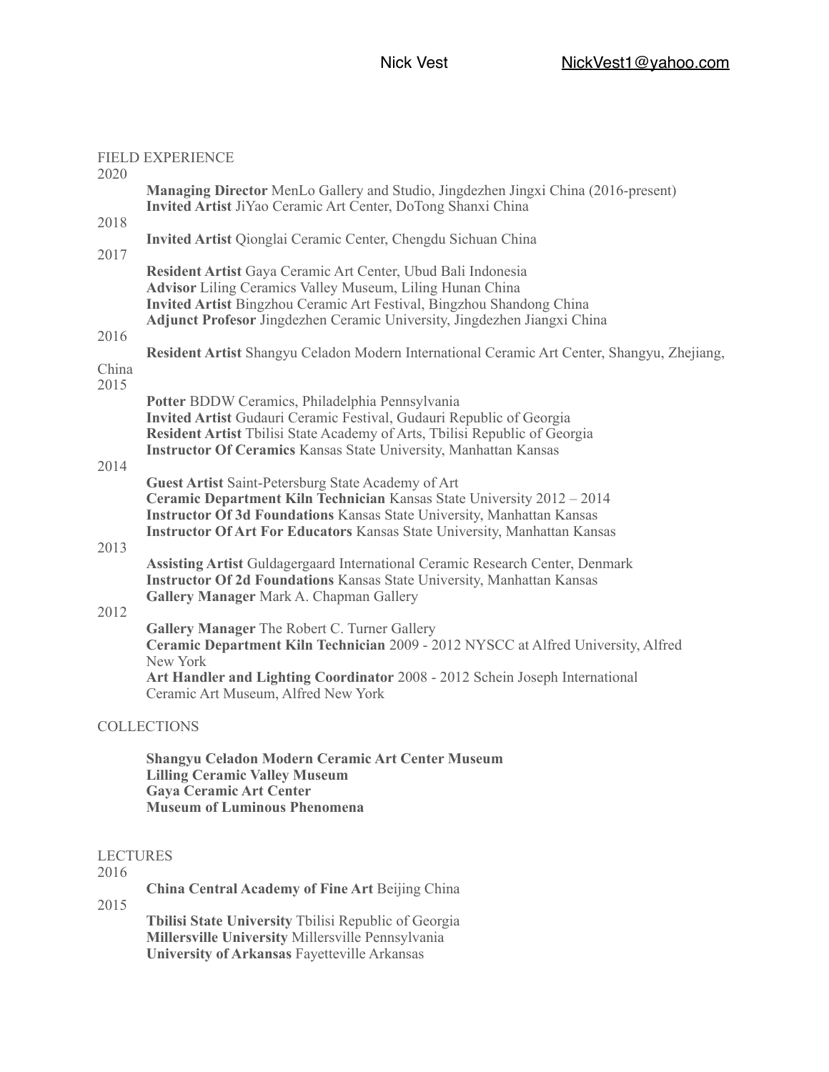Nick Vest NickVest1@yahoo.com

## FIELD EXPERIENCE

2020

**Managing Director** MenLo Gallery and Studio, Jingdezhen Jingxi China (2016-present)
**Invited Artist** JiYao Ceramic Art Center, DoTong Shanxi China

2018

**Invited Artist** Qionglai Ceramic Center, Chengdu Sichuan China

2017

**Resident Artist** Gaya Ceramic Art Center, Ubud Bali Indonesia
**Advisor** Liling Ceramics Valley Museum, Liling Hunan China
**Invited Artist** Bingzhou Ceramic Art Festival, Bingzhou Shandong China
**Adjunct Profesor** Jingdezhen Ceramic University, Jingdezhen Jiangxi China

2016

**Resident Artist** Shangyu Celadon Modern International Ceramic Art Center, Shangyu, Zhejiang, China

2015

**Potter** BDDW Ceramics, Philadelphia Pennsylvania
**Invited Artist** Gudauri Ceramic Festival, Gudauri Republic of Georgia
**Resident Artist** Tbilisi State Academy of Arts, Tbilisi Republic of Georgia
**Instructor Of Ceramics** Kansas State University, Manhattan Kansas

2014

**Guest Artist** Saint-Petersburg State Academy of Art
**Ceramic Department Kiln Technician** Kansas State University 2012 – 2014
**Instructor Of 3d Foundations** Kansas State University, Manhattan Kansas
**Instructor Of Art For Educators** Kansas State University, Manhattan Kansas

2013

**Assisting Artist** Guldagergaard International Ceramic Research Center, Denmark
**Instructor Of 2d Foundations** Kansas State University, Manhattan Kansas
**Gallery Manager** Mark A. Chapman Gallery

2012

**Gallery Manager** The Robert C. Turner Gallery
**Ceramic Department Kiln Technician** 2009 - 2012 NYSCC at Alfred University, Alfred New York
**Art Handler and Lighting Coordinator** 2008 - 2012 Schein Joseph International Ceramic Art Museum, Alfred New York

## COLLECTIONS

**Shangyu Celadon Modern Ceramic Art Center Museum**
**Lilling Ceramic Valley Museum**
**Gaya Ceramic Art Center**
**Museum of Luminous Phenomena**

## LECTURES

2016

**China Central Academy of Fine Art** Beijing China

2015

**Tbilisi State University** Tbilisi Republic of Georgia
**Millersville University** Millersville Pensylvania
**University of Arkansas** Fayetteville Arkansas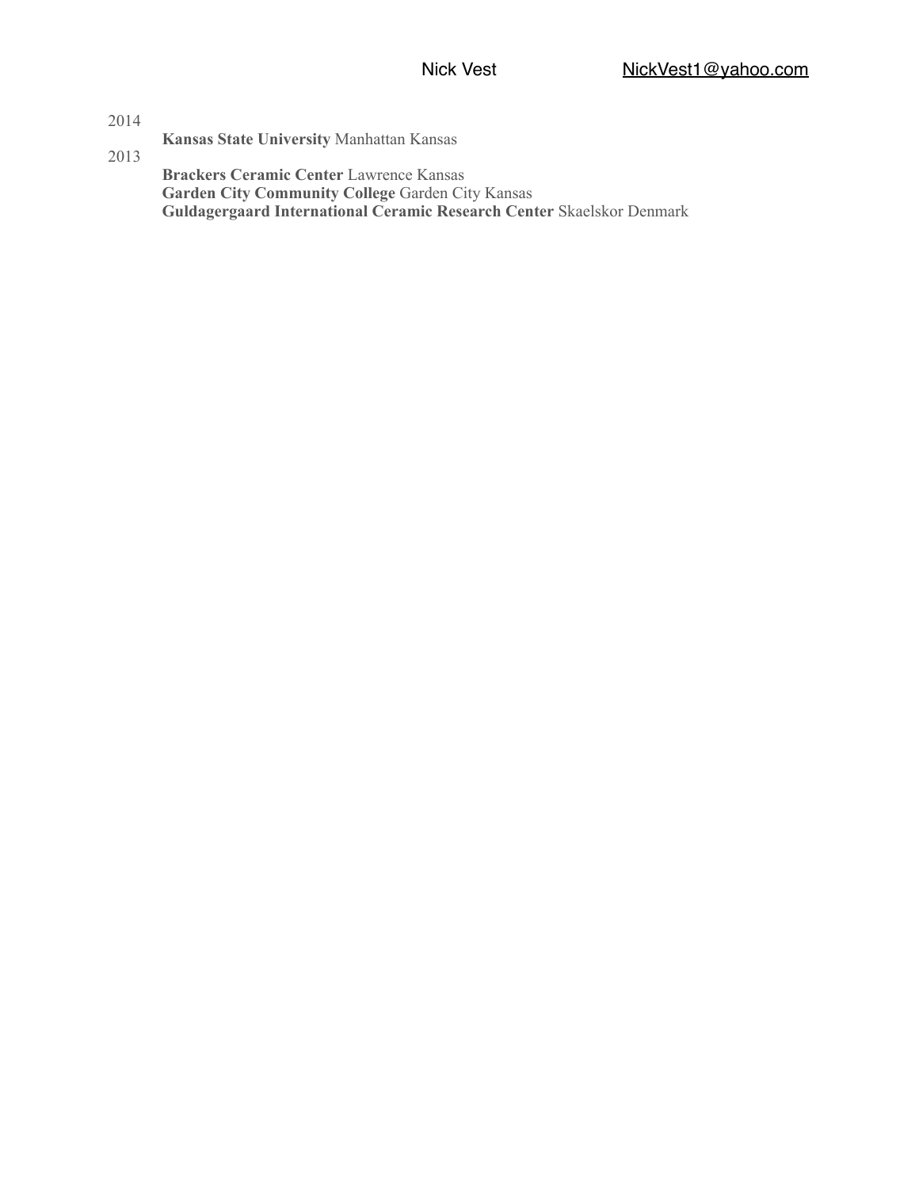2014

**Kansas State University** Manhattan Kansas

2013

**Brackers Ceramic Center** Lawrence Kansas
**Garden City Community College** Garden City Kansas
**Guldagergaard International Ceramic Research Center** Skaelskor Denmark